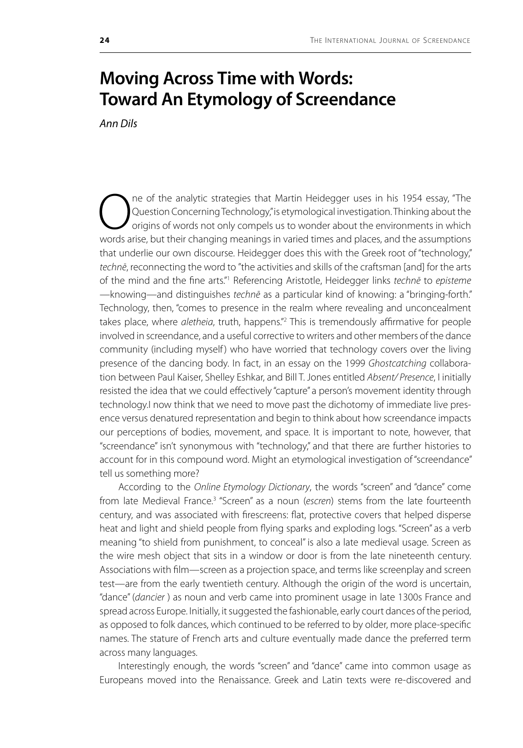# Moving Across Time with Words: Toward An Etymology of Screendance

*Ann Dils*

One of the analytic strategies that Martin Heidegger uses in his 1954 essay, "The Question Concerning Technology," is etymological investigation. Thinking about the origins of words not only compels us to wonder about the environments in which words arise, but their changing meanings in varied times and places, and the assumptions that underlie our own discourse. Heidegger does this with the Greek root of "technology," *technē*, reconnecting the word to "the activities and skills of the craftsman [and] for the arts of the mind and the fine arts."[1] Referencing Aristotle, Heidegger links *technē* to *episteme* —knowing—and distinguishes *technē* as a particular kind of knowing: a "bringing-forth." Technology, then, "comes to presence in the realm where revealing and unconcealment takes place, where *aletheia*, truth, happens."[2] This is tremendously affirmative for people involved in screendance, and a useful corrective to writers and other members of the dance community (including myself) who have worried that technology covers over the living presence of the dancing body. In fact, in an essay on the 1999 *Ghostcatching* collaboration between Paul Kaiser, Shelley Eshkar, and Bill T. Jones entitled *Absent/ Presence*, I initially resisted the idea that we could effectively "capture" a person's movement identity through technology.I now think that we need to move past the dichotomy of immediate live presence versus denatured representation and begin to think about how screendance impacts our perceptions of bodies, movement, and space. It is important to note, however, that "screendance" isn't synonymous with "technology," and that there are further histories to account for in this compound word. Might an etymological investigation of "screendance" tell us something more?

According to the *Online Etymology Dictionary*, the words "screen" and "dance" come from late Medieval France.[3] "Screen" as a noun (*escren*) stems from the late fourteenth century, and was associated with firescreens: flat, protective covers that helped disperse heat and light and shield people from flying sparks and exploding logs. "Screen" as a verb meaning "to shield from punishment, to conceal" is also a late medieval usage. Screen as the wire mesh object that sits in a window or door is from the late nineteenth century. Associations with film—screen as a projection space, and terms like screenplay and screen test—are from the early twentieth century. Although the origin of the word is uncertain, "dance" (*dancier*) as noun and verb came into prominent usage in late 1300s France and spread across Europe. Initially, it suggested the fashionable, early court dances of the period, as opposed to folk dances, which continued to be referred to by older, more place-specific names. The stature of French arts and culture eventually made dance the preferred term across many languages.

Interestingly enough, the words "screen" and "dance" came into common usage as Europeans moved into the Renaissance. Greek and Latin texts were re-discovered and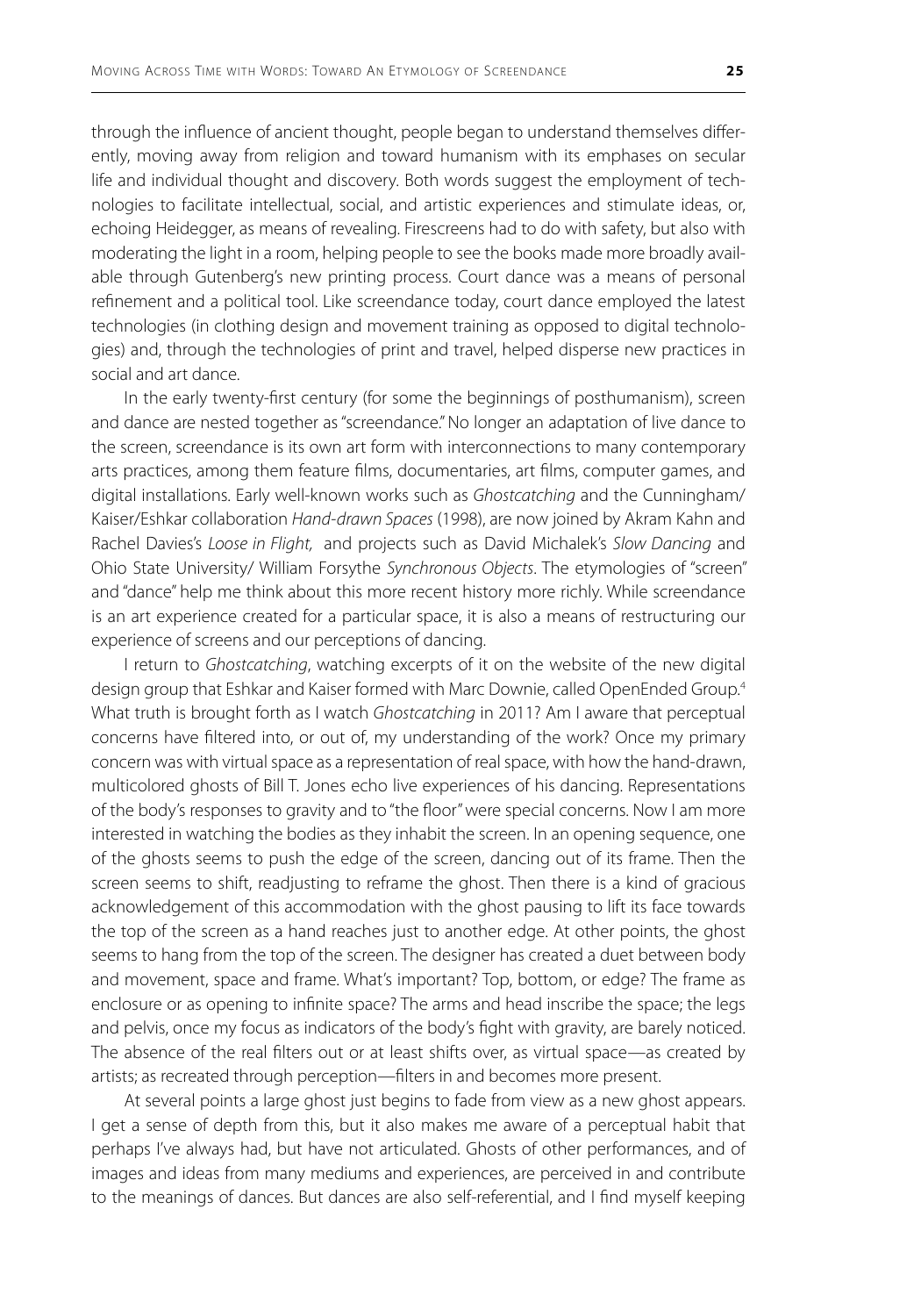through the influence of ancient thought, people began to understand themselves differently, moving away from religion and toward humanism with its emphases on secular life and individual thought and discovery. Both words suggest the employment of technologies to facilitate intellectual, social, and artistic experiences and stimulate ideas, or, echoing Heidegger, as means of revealing. Firescreens had to do with safety, but also with moderating the light in a room, helping people to see the books made more broadly available through Gutenberg's new printing process. Court dance was a means of personal refinement and a political tool. Like screendance today, court dance employed the latest technologies (in clothing design and movement training as opposed to digital technologies) and, through the technologies of print and travel, helped disperse new practices in social and art dance.

In the early twenty-first century (for some the beginnings of posthumanism), screen and dance are nested together as "screendance." No longer an adaptation of live dance to the screen, screendance is its own art form with interconnections to many contemporary arts practices, among them feature films, documentaries, art films, computer games, and digital installations. Early well-known works such as *Ghostcatching* and the Cunningham/ Kaiser/Eshkar collaboration *Hand-drawn Spaces* (1998), are now joined by Akram Kahn and Rachel Davies's *Loose in Flight,* and projects such as David Michalek's *Slow Dancing* and Ohio State University/ William Forsythe *Synchronous Objects*. The etymologies of "screen" and "dance" help me think about this more recent history more richly. While screendance is an art experience created for a particular space, it is also a means of restructuring our experience of screens and our perceptions of dancing.

I return to *Ghostcatching*, watching excerpts of it on the website of the new digital design group that Eshkar and Kaiser formed with Marc Downie, called OpenEnded Group.[4] What truth is brought forth as I watch *Ghostcatching* in 2011? Am I aware that perceptual concerns have filtered into, or out of, my understanding of the work? Once my primary concern was with virtual space as a representation of real space, with how the hand-drawn, multicolored ghosts of Bill T. Jones echo live experiences of his dancing. Representations of the body's responses to gravity and to "the floor" were special concerns. Now I am more interested in watching the bodies as they inhabit the screen. In an opening sequence, one of the ghosts seems to push the edge of the screen, dancing out of its frame. Then the screen seems to shift, readjusting to reframe the ghost. Then there is a kind of gracious acknowledgement of this accommodation with the ghost pausing to lift its face towards the top of the screen as a hand reaches just to another edge. At other points, the ghost seems to hang from the top of the screen. The designer has created a duet between body and movement, space and frame. What's important? Top, bottom, or edge? The frame as enclosure or as opening to infinite space? The arms and head inscribe the space; the legs and pelvis, once my focus as indicators of the body's fight with gravity, are barely noticed. The absence of the real filters out or at least shifts over, as virtual space—as created by artists; as recreated through perception—filters in and becomes more present.

At several points a large ghost just begins to fade from view as a new ghost appears. I get a sense of depth from this, but it also makes me aware of a perceptual habit that perhaps I've always had, but have not articulated. Ghosts of other performances, and of images and ideas from many mediums and experiences, are perceived in and contribute to the meanings of dances. But dances are also self-referential, and I find myself keeping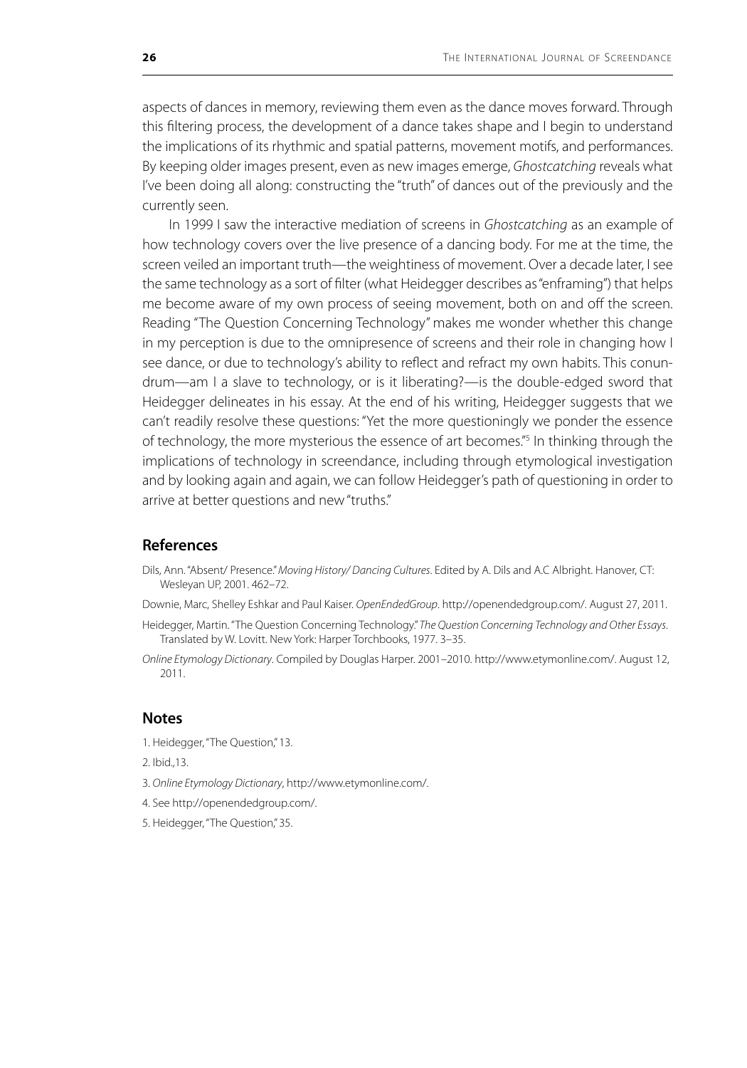aspects of dances in memory, reviewing them even as the dance moves forward. Through this filtering process, the development of a dance takes shape and I begin to understand the implications of its rhythmic and spatial patterns, movement motifs, and performances. By keeping older images present, even as new images emerge, *Ghostcatching* reveals what I've been doing all along: constructing the "truth" of dances out of the previously and the currently seen.

In 1999 I saw the interactive mediation of screens in *Ghostcatching* as an example of how technology covers over the live presence of a dancing body. For me at the time, the screen veiled an important truth—the weightiness of movement. Over a decade later, I see the same technology as a sort of filter (what Heidegger describes as "enframing") that helps me become aware of my own process of seeing movement, both on and off the screen. Reading "The Question Concerning Technology" makes me wonder whether this change in my perception is due to the omnipresence of screens and their role in changing how I see dance, or due to technology's ability to reflect and refract my own habits. This conundrum—am I a slave to technology, or is it liberating?—is the double-edged sword that Heidegger delineates in his essay. At the end of his writing, Heidegger suggests that we can't readily resolve these questions: "Yet the more questioningly we ponder the essence of technology, the more mysterious the essence of art becomes."[5] In thinking through the implications of technology in screendance, including through etymological investigation and by looking again and again, we can follow Heidegger's path of questioning in order to arrive at better questions and new "truths."

## References

Dils, Ann. "Absent/ Presence." *Moving History/ Dancing Cultures*. Edited by A. Dils and A.C Albright. Hanover, CT: Wesleyan UP, 2001. 462–72.

Downie, Marc, Shelley Eshkar and Paul Kaiser. *OpenEndedGroup*. http://openendedgroup.com/. August 27, 2011.

Heidegger, Martin. "The Question Concerning Technology." *The Question Concerning Technology and Other Essays*. Translated by W. Lovitt. New York: Harper Torchbooks, 1977. 3–35.

*Online Etymology Dictionary*. Compiled by Douglas Harper. 2001–2010. http://www.etymonline.com/. August 12, 2011.

## Notes

1. Heidegger, "The Question," 13.
2. Ibid.,13.
3. *Online Etymology Dictionary*, http://www.etymonline.com/.
4. See http://openendedgroup.com/.
5. Heidegger, "The Question," 35.